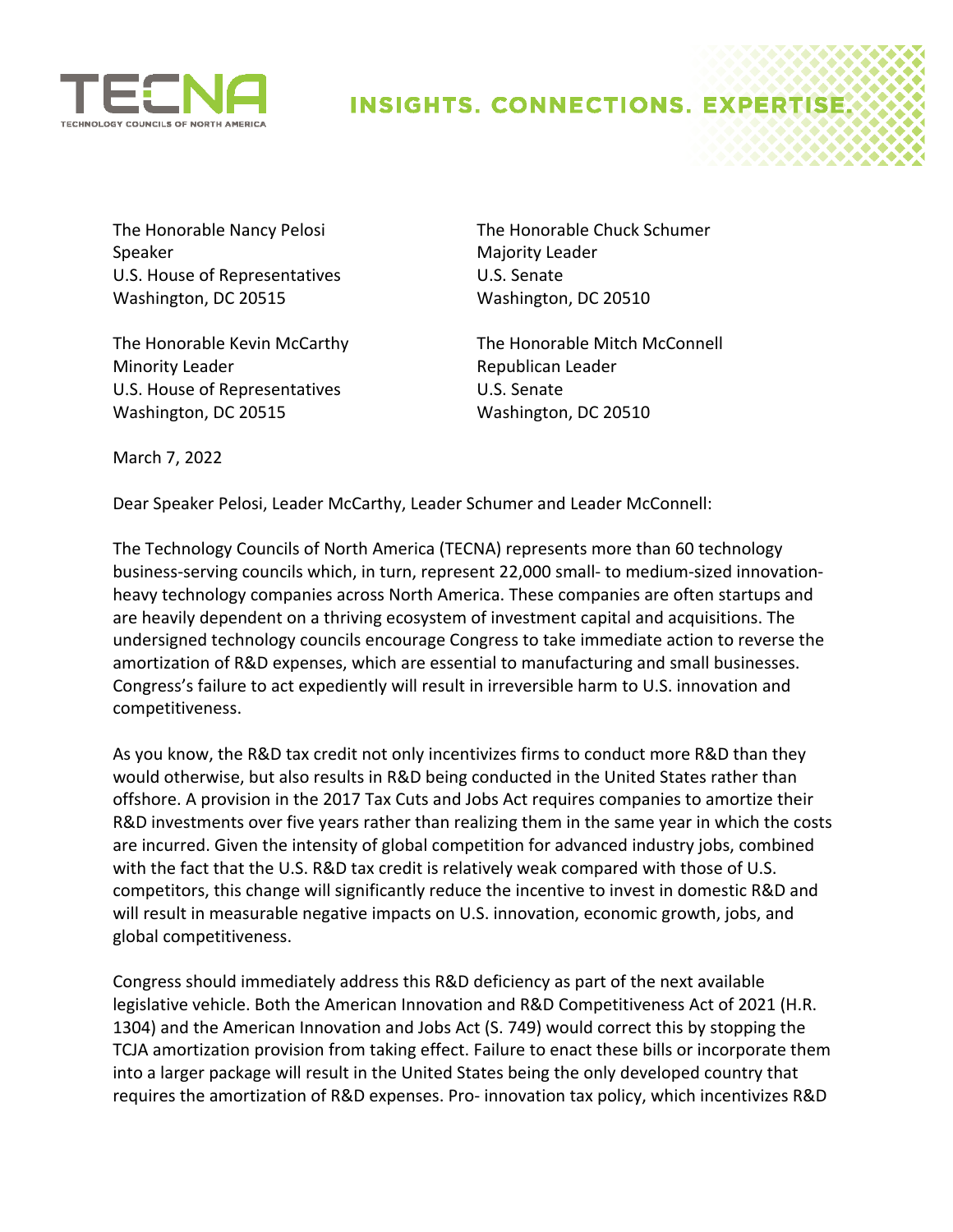TECNA

TECHNOLOGY COUNCILS OF NORTH AMERICA

INSIGHTS. CONNECTIONS. EXPERTISE.

The Honorable Nancy Pelosi
Speaker
U.S. House of Representatives
Washington, DC 20515

The Honorable Chuck Schumer
Majority Leader
U.S. Senate
Washington, DC 20510

The Honorable Kevin McCarthy
Minority Leader
U.S. House of Representatives
Washington, DC 20515

The Honorable Mitch McConnell
Republican Leader
U.S. Senate
Washington, DC 20510

March 7, 2022

Dear Speaker Pelosi, Leader McCarthy, Leader Schumer and Leader McConnell:

The Technology Councils of North America (TECNA) represents more than 60 technology business-serving councils which, in turn, represent 22,000 small- to medium-sized innovation-heavy technology companies across North America. These companies are often startups and are heavily dependent on a thriving ecosystem of investment capital and acquisitions. The undersigned technology councils encourage Congress to take immediate action to reverse the amortization of R&D expenses, which are essential to manufacturing and small businesses. Congress's failure to act expediently will result in irreversible harm to U.S. innovation and competitiveness.

As you know, the R&D tax credit not only incentivizes firms to conduct more R&D than they would otherwise, but also results in R&D being conducted in the United States rather than offshore. A provision in the 2017 Tax Cuts and Jobs Act requires companies to amortize their R&D investments over five years rather than realizing them in the same year in which the costs are incurred. Given the intensity of global competition for advanced industry jobs, combined with the fact that the U.S. R&D tax credit is relatively weak compared with those of U.S. competitors, this change will significantly reduce the incentive to invest in domestic R&D and will result in measurable negative impacts on U.S. innovation, economic growth, jobs, and global competitiveness.

Congress should immediately address this R&D deficiency as part of the next available legislative vehicle. Both the American Innovation and R&D Competitiveness Act of 2021 (H.R. 1304) and the American Innovation and Jobs Act (S. 749) would correct this by stopping the TCJA amortization provision from taking effect. Failure to enact these bills or incorporate them into a larger package will result in the United States being the only developed country that requires the amortization of R&D expenses. Pro- innovation tax policy, which incentivizes R&D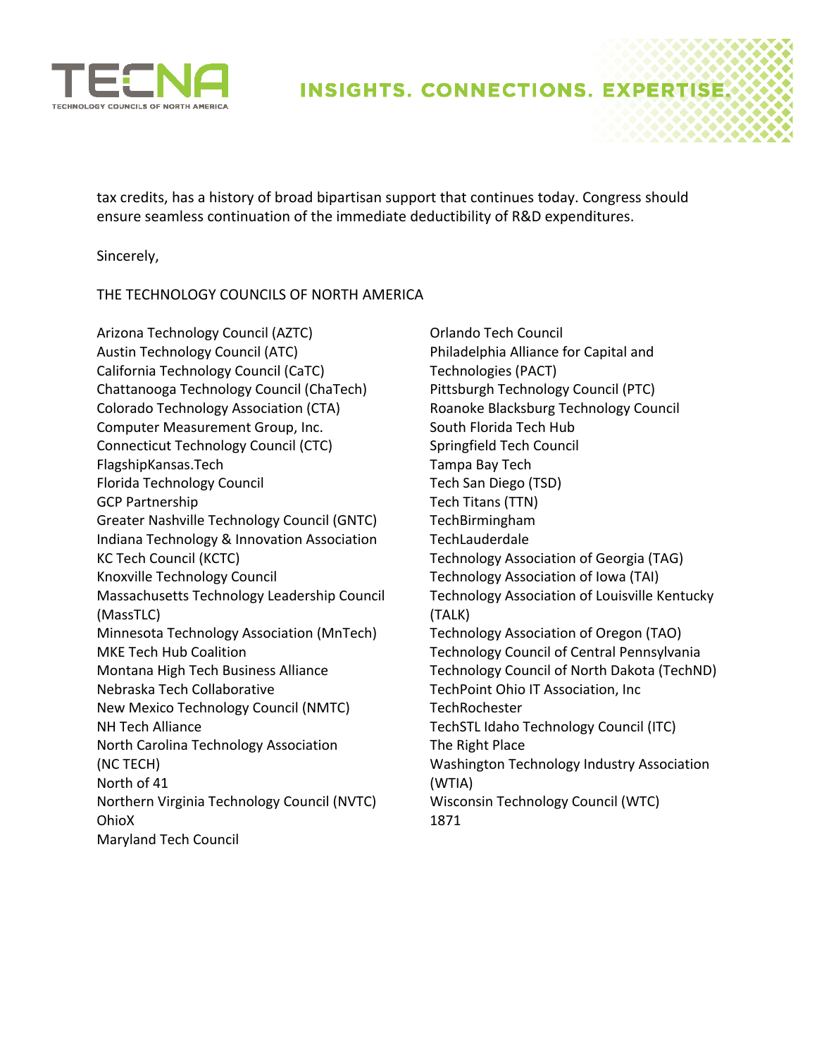tax credits, has a history of broad bipartisan support that continues today. Congress should ensure seamless continuation of the immediate deductibility of R&D expenditures.

Sincerely,

THE TECHNOLOGY COUNCILS OF NORTH AMERICA

Arizona Technology Council (AZTC)
Austin Technology Council (ATC)
California Technology Council (CaTC)
Chattanooga Technology Council (ChaTech)
Colorado Technology Association (CTA)
Computer Measurement Group, Inc.
Connecticut Technology Council (CTC)
FlagshipKansas.Tech
Florida Technology Council
GCP Partnership
Greater Nashville Technology Council (GNTC)
Indiana Technology & Innovation Association
KC Tech Council (KCTC)
Knoxville Technology Council
Massachusetts Technology Leadership Council (MassTLC)
Minnesota Technology Association (MnTech)
MKE Tech Hub Coalition
Montana High Tech Business Alliance
Nebraska Tech Collaborative
New Mexico Technology Council (NMTC)
NH Tech Alliance
North Carolina Technology Association (NC TECH)
North of 41
Northern Virginia Technology Council (NVTC)
OhioX
Maryland Tech Council
Orlando Tech Council
Philadelphia Alliance for Capital and Technologies (PACT)
Pittsburgh Technology Council (PTC)
Roanoke Blacksburg Technology Council
South Florida Tech Hub
Springfield Tech Council
Tampa Bay Tech
Tech San Diego (TSD)
Tech Titans (TTN)
TechBirmingham
TechLauderdale
Technology Association of Georgia (TAG)
Technology Association of Iowa (TAI)
Technology Association of Louisville Kentucky (TALK)
Technology Association of Oregon (TAO)
Technology Council of Central Pennsylvania
Technology Council of North Dakota (TechND)
TechPoint Ohio IT Association, Inc
TechRochester
TechSTL Idaho Technology Council (ITC)
The Right Place
Washington Technology Industry Association (WTIA)
Wisconsin Technology Council (WTC)
1871